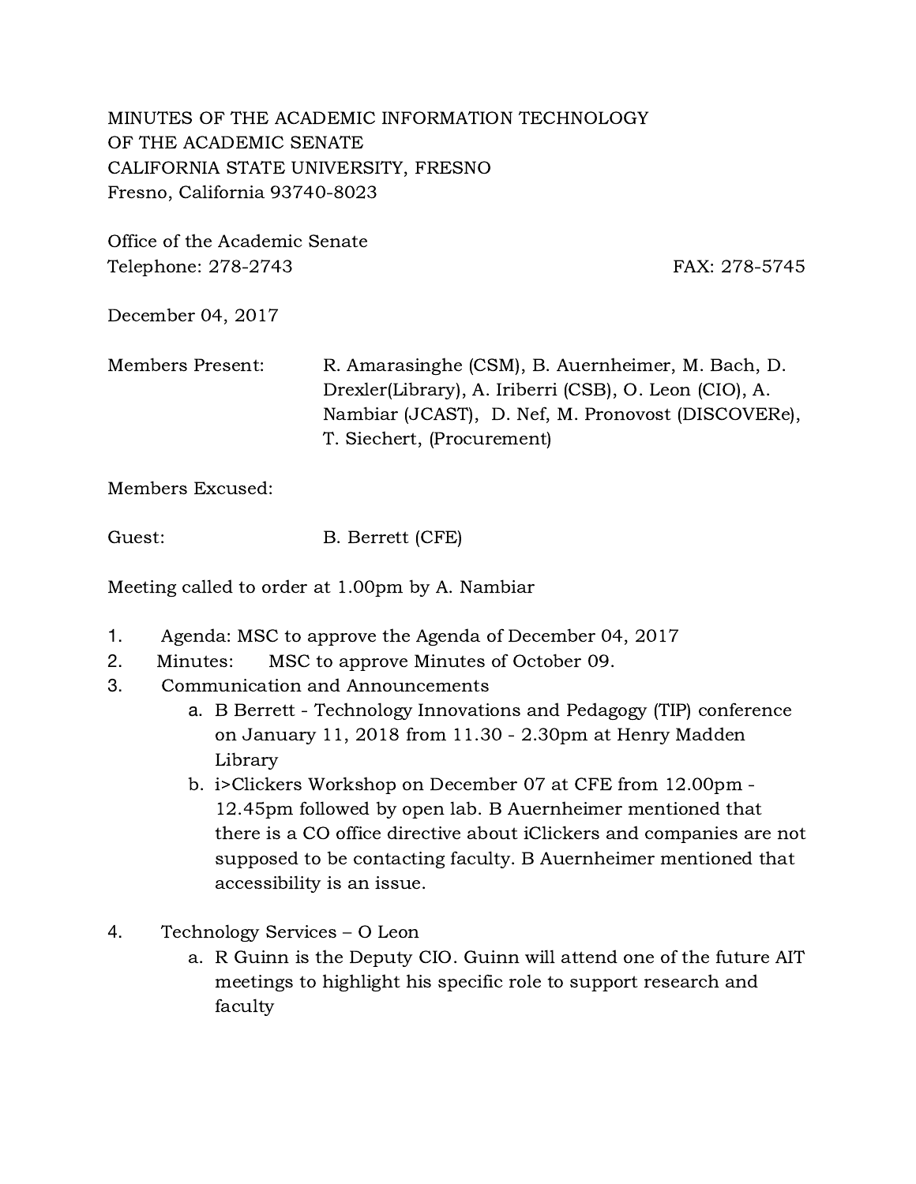MINUTES OF THE ACADEMIC INFORMATION TECHNOLOGY
OF THE ACADEMIC SENATE
CALIFORNIA STATE UNIVERSITY, FRESNO
Fresno, California 93740-8023

Office of the Academic Senate
Telephone: 278-2743 FAX: 278-5745

December 04, 2017

Members Present: R. Amarasinghe (CSM), B. Auernheimer, M. Bach, D. Drexler(Library), A. Iriberri (CSB), O. Leon (CIO), A. Nambiar (JCAST), D. Nef, M. Pronovost (DISCOVERe), T. Siechert, (Procurement)

Members Excused:

Guest: B. Berrett (CFE)

Meeting called to order at 1.00pm by A. Nambiar

1. Agenda: MSC to approve the Agenda of December 04, 2017
2. Minutes: MSC to approve Minutes of October 09.
3. Communication and Announcements
   a. B Berrett - Technology Innovations and Pedagogy (TIP) conference on January 11, 2018 from 11.30 - 2.30pm at Henry Madden Library
   b. i>Clickers Workshop on December 07 at CFE from 12.00pm - 12.45pm followed by open lab. B Auernheimer mentioned that there is a CO office directive about iClickers and companies are not supposed to be contacting faculty. B Auernheimer mentioned that accessibility is an issue.

4. Technology Services – O Leon
   a. R Guinn is the Deputy CIO. Guinn will attend one of the future AIT meetings to highlight his specific role to support research and faculty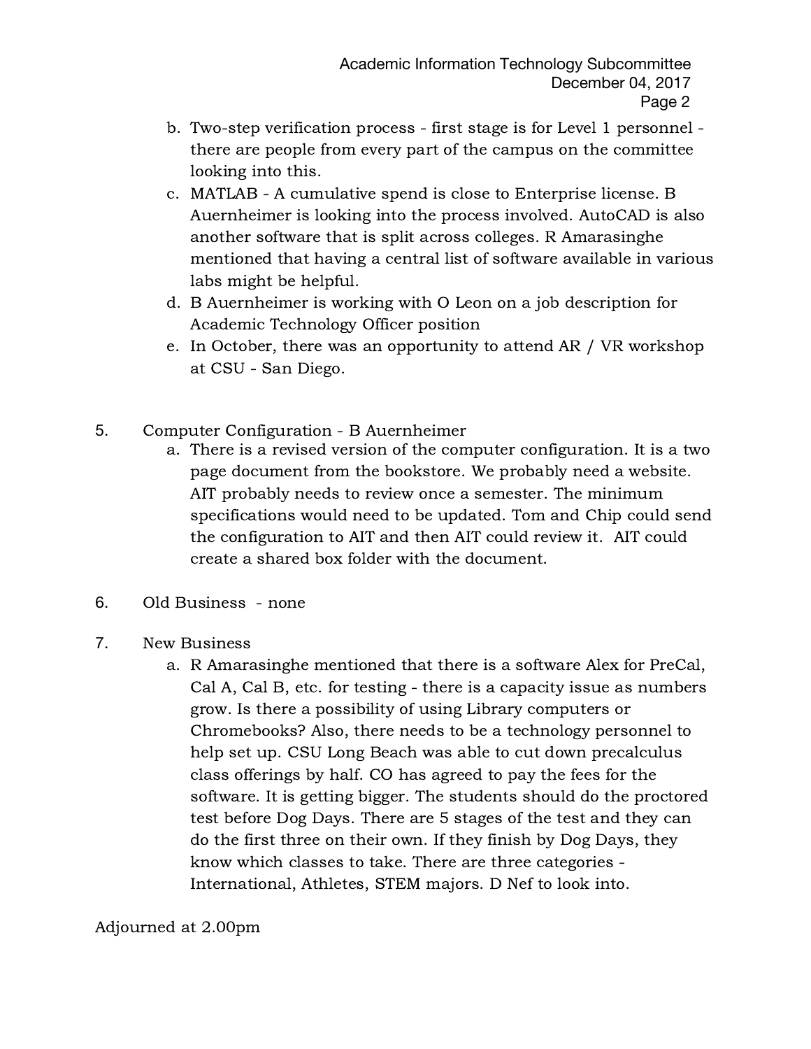b. Two-step verification process - first stage is for Level 1 personnel - there are people from every part of the campus on the committee looking into this.
c. MATLAB - A cumulative spend is close to Enterprise license. B Auernheimer is looking into the process involved. AutoCAD is also another software that is split across colleges. R Amarasinghe mentioned that having a central list of software available in various labs might be helpful.
d. B Auernheimer is working with O Leon on a job description for Academic Technology Officer position
e. In October, there was an opportunity to attend AR / VR workshop at CSU - San Diego.

5. Computer Configuration - B Auernheimer
   a. There is a revised version of the computer configuration. It is a two page document from the bookstore. We probably need a website. AIT probably needs to review once a semester. The minimum specifications would need to be updated. Tom and Chip could send the configuration to AIT and then AIT could review it. AIT could create a shared box folder with the document.

6. Old Business - none

7. New Business
   a. R Amarasinghe mentioned that there is a software Alex for PreCal, Cal A, Cal B, etc. for testing - there is a capacity issue as numbers grow. Is there a possibility of using Library computers or Chromebooks? Also, there needs to be a technology personnel to help set up. CSU Long Beach was able to cut down precalculus class offerings by half. CO has agreed to pay the fees for the software. It is getting bigger. The students should do the proctored test before Dog Days. There are 5 stages of the test and they can do the first three on their own. If they finish by Dog Days, they know which classes to take. There are three categories - International, Athletes, STEM majors. D Nef to look into.

Adjourned at 2.00pm